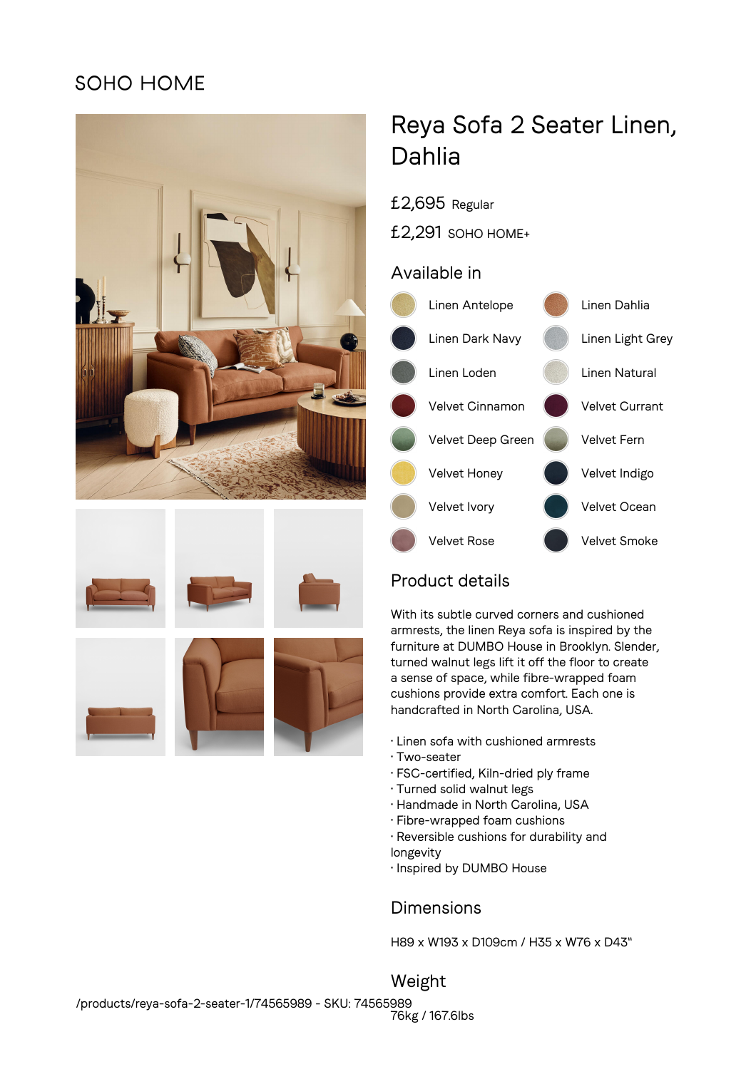SOHO HOME

# Reya Sofa 2 Seater Linen, Dahlia

£2,695 Regular

£2,291 SOHO HOME+

## Available in

- Linen Antelope
- Linen Dahlia
- Linen Dark Navy
- Linen Light Grey
- Linen Loden
- Linen Natural
- Velvet Cinnamon
- Velvet Currant
- Velvet Deep Green
- Velvet Fern
- Velvet Honey
- Velvet Indigo
- Velvet Ivory
- Velvet Ocean
- Velvet Rose
- Velvet Smoke

## Product details

With its subtle curved corners and cushioned armrests, the linen Reya sofa is inspired by the furniture at DUMBO House in Brooklyn. Slender, turned walnut legs lift it off the floor to create a sense of space, while fibre-wrapped foam cushions provide extra comfort. Each one is handcrafted in North Carolina, USA.

- Linen sofa with cushioned armrests
- Two-seater
- FSC-certified, Kiln-dried ply frame
- Turned solid walnut legs
- Handmade in North Carolina, USA
- Fibre-wrapped foam cushions
- Reversible cushions for durability and longevity
- Inspired by DUMBO House

## Dimensions

H89 x W193 x D109cm / H35 x W76 x D43"

## Weight

76kg / 167.6lbs

/products/reya-sofa-2-seater-1/74565989 - SKU: 74565989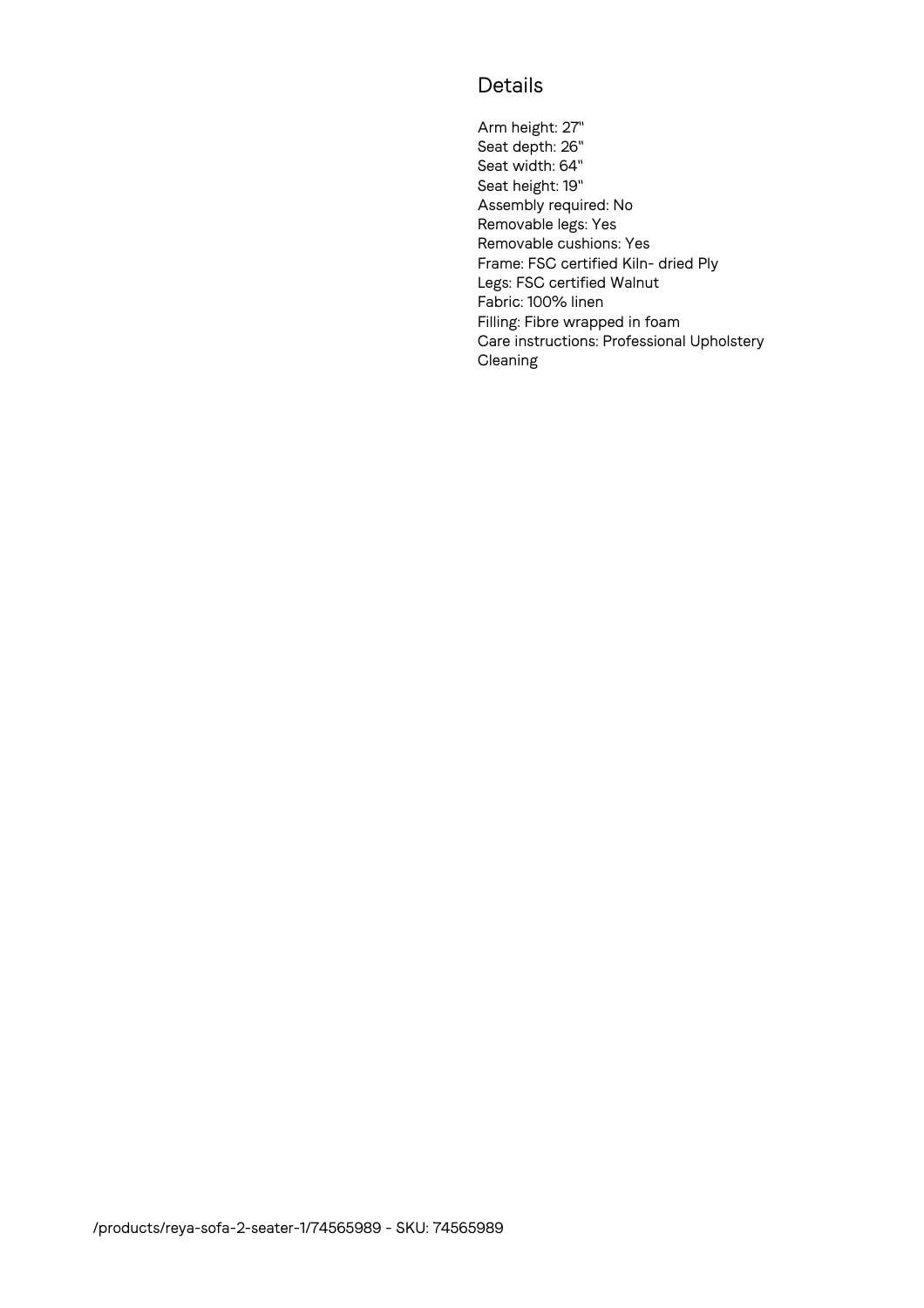## Details

Arm height: 27"
Seat depth: 26"
Seat width: 64"
Seat height: 19"
Assembly required: No
Removable legs: Yes
Removable cushions: Yes
Frame: FSC certified Kiln- dried Ply
Legs: FSC certified Walnut
Fabric: 100% linen
Filling: Fibre wrapped in foam
Care instructions: Professional Upholstery Cleaning

/products/reya-sofa-2-seater-1/74565989 - SKU: 74565989